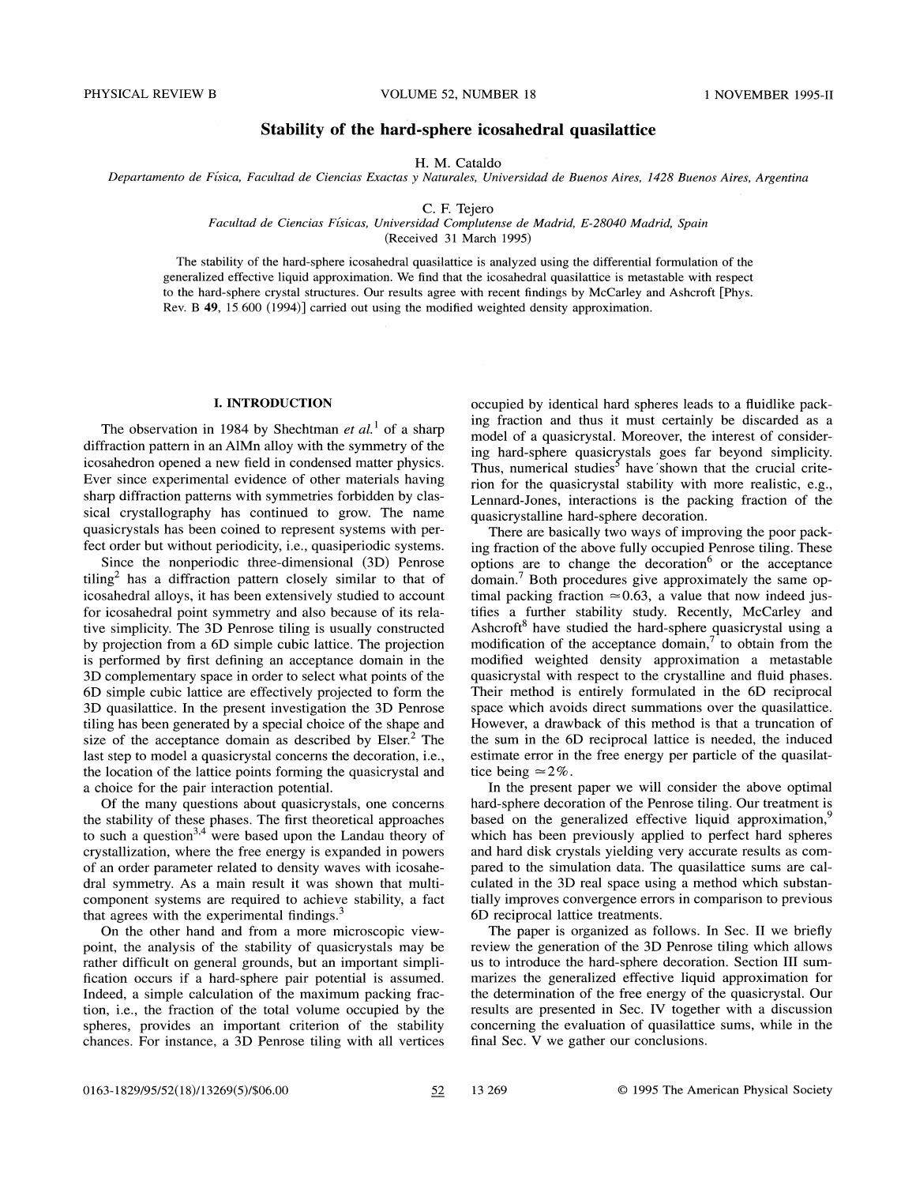# Stability of the hard-sphere icosahedral quasilattice

H. M. Cataldo

*Departamento de Física, Facultad de Ciencias Exactas y Naturales, Universidad de Buenos Aires, 1428 Buenos Aires, Argentina*

C. F. Tejero

*Facultad de Ciencias Físicas, Universidad Complutense de Madrid, E-28040 Madrid, Spain*

(Received 31 March 1995)

The stability of the hard-sphere icosahedral quasilattice is analyzed using the differential formulation of the generalized effective liquid approximation. We find that the icosahedral quasilattice is metastable with respect to the hard-sphere crystal structures. Our results agree with recent findings by McCarley and Ashcroft [Phys. Rev. B **49**, 15 600 (1994)] carried out using the modified weighted density approximation.

## I. INTRODUCTION

The observation in 1984 by Shechtman *et al.*[1] of a sharp diffraction pattern in an AlMn alloy with the symmetry of the icosahedron opened a new field in condensed matter physics. Ever since experimental evidence of other materials having sharp diffraction patterns with symmetries forbidden by classical crystallography has continued to grow. The name quasicrystals has been coined to represent systems with perfect order but without periodicity, i.e., quasiperiodic systems.

Since the nonperiodic three-dimensional (3D) Penrose tiling[2] has a diffraction pattern closely similar to that of icosahedral alloys, it has been extensively studied to account for icosahedral point symmetry and also because of its relative simplicity. The 3D Penrose tiling is usually constructed by projection from a 6D simple cubic lattice. The projection is performed by first defining an acceptance domain in the 3D complementary space in order to select what points of the 6D simple cubic lattice are effectively projected to form the 3D quasilattice. In the present investigation the 3D Penrose tiling has been generated by a special choice of the shape and size of the acceptance domain as described by Elser.[2] The last step to model a quasicrystal concerns the decoration, i.e., the location of the lattice points forming the quasicrystal and a choice for the pair interaction potential.

Of the many questions about quasicrystals, one concerns the stability of these phases. The first theoretical approaches to such a question[3,4] were based upon the Landau theory of crystallization, where the free energy is expanded in powers of an order parameter related to density waves with icosahedral symmetry. As a main result it was shown that multicomponent systems are required to achieve stability, a fact that agrees with the experimental findings.[3]

On the other hand and from a more microscopic viewpoint, the analysis of the stability of quasicrystals may be rather difficult on general grounds, but an important simplification occurs if a hard-sphere pair potential is assumed. Indeed, a simple calculation of the maximum packing fraction, i.e., the fraction of the total volume occupied by the spheres, provides an important criterion of the stability chances. For instance, a 3D Penrose tiling with all vertices occupied by identical hard spheres leads to a fluidlike packing fraction and thus it must certainly be discarded as a model of a quasicrystal. Moreover, the interest of considering hard-sphere quasicrystals goes far beyond simplicity. Thus, numerical studies[5] have shown that the crucial criterion for the quasicrystal stability with more realistic, e.g., Lennard-Jones, interactions is the packing fraction of the quasicrystalline hard-sphere decoration.

There are basically two ways of improving the poor packing fraction of the above fully occupied Penrose tiling. These options are to change the decoration[6] or the acceptance domain.[7] Both procedures give approximately the same optimal packing fraction $\simeq 0.63$, a value that now indeed justifies a further stability study. Recently, McCarley and Ashcroft[8] have studied the hard-sphere quasicrystal using a modification of the acceptance domain,[7] to obtain from the modified weighted density approximation a metastable quasicrystal with respect to the crystalline and fluid phases. Their method is entirely formulated in the 6D reciprocal space which avoids direct summations over the quasilattice. However, a drawback of this method is that a truncation of the sum in the 6D reciprocal lattice is needed, the induced estimate error in the free energy per particle of the quasilattice being $\simeq 2\%$.

In the present paper we will consider the above optimal hard-sphere decoration of the Penrose tiling. Our treatment is based on the generalized effective liquid approximation,[9] which has been previously applied to perfect hard spheres and hard disk crystals yielding very accurate results as compared to the simulation data. The quasilattice sums are calculated in the 3D real space using a method which substantially improves convergence errors in comparison to previous 6D reciprocal lattice treatments.

The paper is organized as follows. In Sec. II we briefly review the generation of the 3D Penrose tiling which allows us to introduce the hard-sphere decoration. Section III summarizes the generalized effective liquid approximation for the determination of the free energy of the quasicrystal. Our results are presented in Sec. IV together with a discussion concerning the evaluation of quasilattice sums, while in the final Sec. V we gather our conclusions.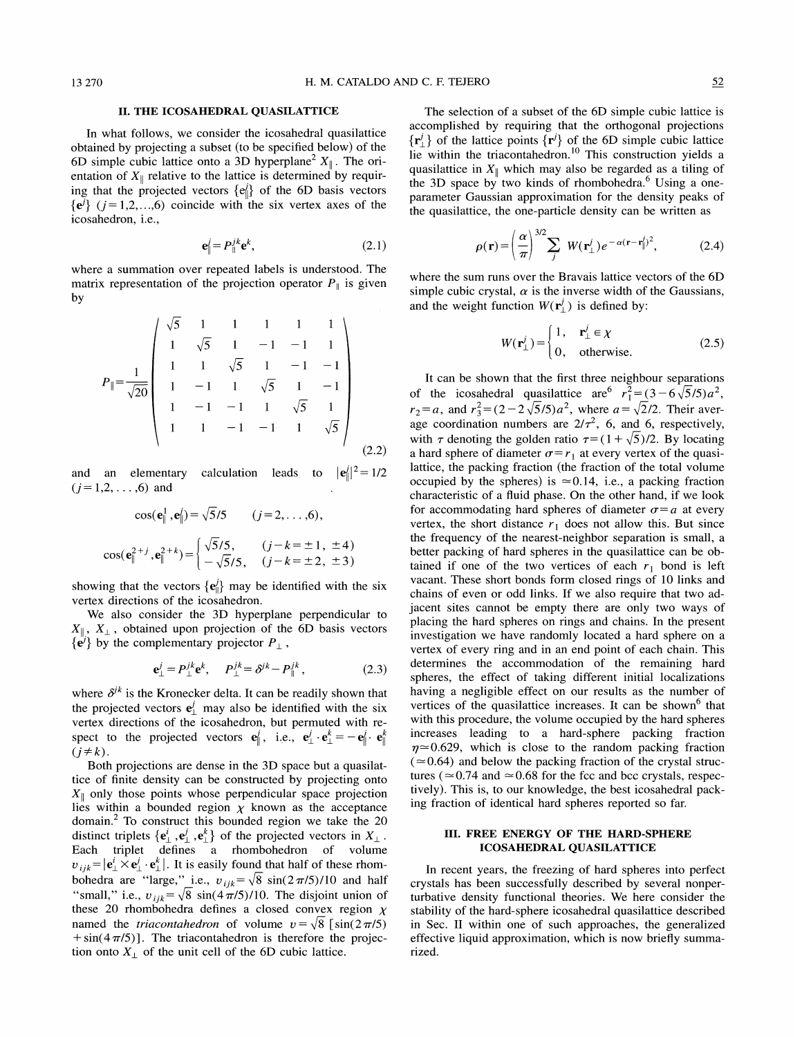## II. THE ICOSAHEDRAL QUASILATTICE

In what follows, we consider the icosahedral quasilattice obtained by projecting a subset (to be specified below) of the 6D simple cubic lattice onto a 3D hyperplane[2] $X_\parallel$. The orientation of $X_\parallel$ relative to the lattice is determined by requiring that the projected vectors $\{\mathbf{e}_\parallel^j\}$ of the 6D basis vectors $\{\mathbf{e}^j\}$ $(j=1,2,\ldots,6)$ coincide with the six vertex axes of the icosahedron, i.e.,

$$\mathbf{e}_\parallel^j = P_\parallel^{jk}\mathbf{e}^k, \tag{2.1}$$

where a summation over repeated labels is understood. The matrix representation of the projection operator $P_\parallel$ is given by

$$P_\parallel = \frac{1}{\sqrt{20}}\begin{pmatrix} \sqrt{5} & 1 & 1 & 1 & 1 & 1 \\ 1 & \sqrt{5} & 1 & -1 & -1 & 1 \\ 1 & 1 & \sqrt{5} & 1 & -1 & -1 \\ 1 & -1 & 1 & \sqrt{5} & 1 & -1 \\ 1 & -1 & -1 & 1 & \sqrt{5} & 1 \\ 1 & 1 & -1 & -1 & 1 & \sqrt{5} \end{pmatrix} \tag{2.2}$$

and an elementary calculation leads to $|\mathbf{e}_\parallel^j|^2 = 1/2$ $(j=1,2,\ldots,6)$ and

$$\cos(\mathbf{e}_\parallel^1, \mathbf{e}_\parallel^j) = \sqrt{5}/5 \qquad (j=2,\ldots,6),$$

$$\cos(\mathbf{e}_\parallel^{2+j}, \mathbf{e}_\parallel^{2+k}) = \begin{cases} \sqrt{5}/5, & (j-k=\pm 1, \pm 4) \\ -\sqrt{5}/5, & (j-k=\pm 2, \pm 3) \end{cases}$$

showing that the vectors $\{\mathbf{e}_\parallel^j\}$ may be identified with the six vertex directions of the icosahedron.

We also consider the 3D hyperplane perpendicular to $X_\parallel$, $X_\perp$, obtained upon projection of the 6D basis vectors $\{\mathbf{e}^j\}$ by the complementary projector $P_\perp$,

$$\mathbf{e}_\perp^j = P_\perp^{jk}\mathbf{e}^k, \quad P_\perp^{jk} = \delta^{jk} - P_\parallel^{jk}, \tag{2.3}$$

where $\delta^{jk}$ is the Kronecker delta. It can be readily shown that the projected vectors $\mathbf{e}_\perp^j$ may also be identified with the six vertex directions of the icosahedron, but permuted with respect to the projected vectors $\mathbf{e}_\parallel^j$, i.e., $\mathbf{e}_\perp^j \cdot \mathbf{e}_\perp^k = -\mathbf{e}_\parallel^j \cdot \mathbf{e}_\parallel^k$ $(j \neq k)$.

Both projections are dense in the 3D space but a quasilattice of finite density can be constructed by projecting onto $X_\parallel$ only those points whose perpendicular space projection lies within a bounded region $\chi$ known as the acceptance domain.[2] To construct this bounded region we take the 20 distinct triplets $\{\mathbf{e}_\perp^i, \mathbf{e}_\perp^j, \mathbf{e}_\perp^k\}$ of the projected vectors in $X_\perp$. Each triplet defines a rhombohedron of volume $v_{ijk} = |\mathbf{e}_\perp^i \times \mathbf{e}_\perp^j \cdot \mathbf{e}_\perp^k|$. It is easily found that half of these rhombohedra are "large," i.e., $v_{ijk} = \sqrt{8}\,\sin(2\pi/5)/10$ and half "small," i.e., $v_{ijk} = \sqrt{8}\,\sin(4\pi/5)/10$. The disjoint union of these 20 rhombohedra defines a closed convex region $\chi$ named the *triacontahedron* of volume $v = \sqrt{8}\,[\sin(2\pi/5) + \sin(4\pi/5)]$. The triacontahedron is therefore the projection onto $X_\perp$ of the unit cell of the 6D cubic lattice.

The selection of a subset of the 6D simple cubic lattice is accomplished by requiring that the orthogonal projections $\{\mathbf{r}_\perp^j\}$ of the lattice points $\{\mathbf{r}^j\}$ of the 6D simple cubic lattice lie within the triacontahedron.[10] This construction yields a quasilattice in $X_\parallel$ which may also be regarded as a tiling of the 3D space by two kinds of rhombohedra.[6] Using a one-parameter Gaussian approximation for the density peaks of the quasilattice, the one-particle density can be written as

$$\rho(\mathbf{r}) = \left(\frac{\alpha}{\pi}\right)^{3/2} \sum_j W(\mathbf{r}_\perp^j)\, e^{-\alpha(\mathbf{r}-\mathbf{r}_\parallel^j)^2}, \tag{2.4}$$

where the sum runs over the Bravais lattice vectors of the 6D simple cubic crystal, $\alpha$ is the inverse width of the Gaussians, and the weight function $W(\mathbf{r}_\perp^j)$ is defined by:

$$W(\mathbf{r}_\perp^j) = \begin{cases} 1, & \mathbf{r}_\perp^j \in \chi \\ 0, & \text{otherwise.} \end{cases} \tag{2.5}$$

It can be shown that the first three neighbour separations of the icosahedral quasilattice are[6] $r_1^2 = (3 - 6\sqrt{5}/5)a^2$, $r_2 = a$, and $r_3^2 = (2 - 2\sqrt{5}/5)a^2$, where $a = \sqrt{2}/2$. Their average coordination numbers are $2/\tau^2$, 6, and 6, respectively, with $\tau$ denoting the golden ratio $\tau = (1+\sqrt{5})/2$. By locating a hard sphere of diameter $\sigma = r_1$ at every vertex of the quasilattice, the packing fraction (the fraction of the total volume occupied by the spheres) is $\simeq 0.14$, i.e., a packing fraction characteristic of a fluid phase. On the other hand, if we look for accommodating hard spheres of diameter $\sigma = a$ at every vertex, the short distance $r_1$ does not allow this. But since the frequency of the nearest-neighbor separation is small, a better packing of hard spheres in the quasilattice can be obtained if one of the two vertices of each $r_1$ bond is left vacant. These short bonds form closed rings of 10 links and chains of even or odd links. If we also require that two adjacent sites cannot be empty there are only two ways of placing the hard spheres on rings and chains. In the present investigation we have randomly located a hard sphere on a vertex of every ring and in an end point of each chain. This determines the accommodation of the remaining hard spheres, the effect of taking different initial localizations having a negligible effect on our results as the number of vertices of the quasilattice increases. It can be shown[6] that with this procedure, the volume occupied by the hard spheres increases leading to a hard-sphere packing fraction $\eta \simeq 0.629$, which is close to the random packing fraction ($\simeq 0.64$) and below the packing fraction of the crystal structures ($\simeq 0.74$ and $\simeq 0.68$ for the fcc and bcc crystals, respectively). This is, to our knowledge, the best icosahedral packing fraction of identical hard spheres reported so far.

## III. FREE ENERGY OF THE HARD-SPHERE ICOSAHEDRAL QUASILATTICE

In recent years, the freezing of hard spheres into perfect crystals has been successfully described by several nonperturbative density functional theories. We here consider the stability of the hard-sphere icosahedral quasilattice described in Sec. II within one of such approaches, the generalized effective liquid approximation, which is now briefly summarized.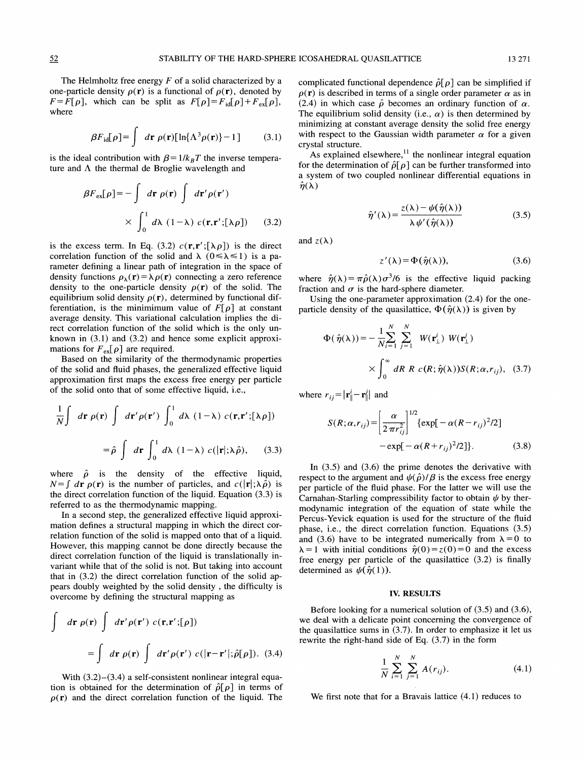The Helmholtz free energy $F$ of a solid characterized by a one-particle density $\rho(\mathbf{r})$ is a functional of $\rho(\mathbf{r})$, denoted by $F=F[\rho]$, which can be split as $F[\rho]=F_{\text{id}}[\rho]+F_{\text{ex}}[\rho]$, where

$$\beta F_{\text{id}}[\rho]=\int d\mathbf{r}\,\rho(\mathbf{r})[\ln\{\Lambda^3\rho(\mathbf{r})\}-1] \tag{3.1}$$

is the ideal contribution with $\beta=1/k_BT$ the inverse temperature and $\Lambda$ the thermal de Broglie wavelength and

$$\beta F_{\text{ex}}[\rho]=-\int d\mathbf{r}\,\rho(\mathbf{r})\int d\mathbf{r}'\rho(\mathbf{r}') \times\int_0^1 d\lambda\,(1-\lambda)\,c(\mathbf{r},\mathbf{r}';[\lambda\rho]) \tag{3.2}$$

is the excess term. In Eq. (3.2) $c(\mathbf{r},\mathbf{r}';[\lambda\rho])$ is the direct correlation function of the solid and $\lambda$ $(0\leqslant\lambda\leqslant 1)$ is a parameter defining a linear path of integration in the space of density functions $\rho_\lambda(\mathbf{r})=\lambda\rho(\mathbf{r})$ connecting a zero reference density to the one-particle density $\rho(\mathbf{r})$ of the solid. The equilibrium solid density $\rho(\mathbf{r})$, determined by functional differentiation, is the minimimum value of $F[\rho]$ at constant average density. This variational calculation implies the direct correlation function of the solid which is the only unknown in (3.1) and (3.2) and hence some explicit approximations for $F_{\text{ex}}[\rho]$ are required.

Based on the similarity of the thermodynamic properties of the solid and fluid phases, the generalized effective liquid approximation first maps the excess free energy per particle of the solid onto that of some effective liquid, i.e.,

$$\frac{1}{N}\int d\mathbf{r}\,\rho(\mathbf{r})\int d\mathbf{r}'\rho(\mathbf{r}')\int_0^1 d\lambda\,(1-\lambda)\,c(\mathbf{r},\mathbf{r}';[\lambda\rho])$$
$$=\hat{\rho}\int d\mathbf{r}\int_0^1 d\lambda\,(1-\lambda)\,c(|\mathbf{r}|;\lambda\hat{\rho}), \tag{3.3}$$

where $\hat{\rho}$ is the density of the effective liquid, $N=\int d\mathbf{r}\,\rho(\mathbf{r})$ is the number of particles, and $c(|\mathbf{r}|;\lambda\hat{\rho})$ is the direct correlation function of the liquid. Equation (3.3) is referred to as the thermodynamic mapping.

In a second step, the generalized effective liquid approximation defines a structural mapping in which the direct correlation function of the solid is mapped onto that of a liquid. However, this mapping cannot be done directly because the direct correlation function of the liquid is translationally invariant while that of the solid is not. But taking into account that in (3.2) the direct correlation function of the solid appears doubly weighted by the solid density , the difficulty is overcome by defining the structural mapping as

$$\int d\mathbf{r}\,\rho(\mathbf{r})\int d\mathbf{r}'\rho(\mathbf{r}')\,c(\mathbf{r},\mathbf{r}';[\rho])$$
$$=\int d\mathbf{r}\,\rho(\mathbf{r})\int d\mathbf{r}'\rho(\mathbf{r}')\,c(|\mathbf{r}-\mathbf{r}'|;\hat{\rho}[\rho]). \tag{3.4}$$

With (3.2)–(3.4) a self-consistent nonlinear integral equation is obtained for the determination of $\hat{\rho}[\rho]$ in terms of $\rho(\mathbf{r})$ and the direct correlation function of the liquid. The complicated functional dependence $\hat{\rho}[\rho]$ can be simplified if $\rho(\mathbf{r})$ is described in terms of a single order parameter $\alpha$ as in (2.4) in which case $\hat{\rho}$ becomes an ordinary function of $\alpha$. The equilibrium solid density (i.e., $\alpha$) is then determined by minimizing at constant average density the solid free energy with respect to the Gaussian width parameter $\alpha$ for a given crystal structure.

As explained elsewhere,[11] the nonlinear integral equation for the determination of $\hat{\rho}[\rho]$ can be further transformed into a system of two coupled nonlinear differential equations in $\hat{\eta}(\lambda)$

$$\hat{\eta}'(\lambda)=\frac{z(\lambda)-\psi(\hat{\eta}(\lambda))}{\lambda\psi'(\hat{\eta}(\lambda))} \tag{3.5}$$

and $z(\lambda)$

$$z'(\lambda)=\Phi(\hat{\eta}(\lambda)), \tag{3.6}$$

where $\hat{\eta}(\lambda)=\pi\hat{\rho}(\lambda)\sigma^3/6$ is the effective liquid packing fraction and $\sigma$ is the hard-sphere diameter.

Using the one-parameter approximation (2.4) for the one-particle density of the quasilattice, $\Phi(\hat{\eta}(\lambda))$ is given by

$$\Phi(\hat{\eta}(\lambda))=-\frac{1}{N}\sum_{i=1}^{N}\sum_{j=1}^{N}W(\mathbf{r}_\perp^i)\,W(\mathbf{r}_\perp^j)\times\int_0^\infty dR\,R\,c(R;\hat{\eta}(\lambda))S(R;\alpha,r_{ij}), \tag{3.7}$$

where $r_{ij}=|\mathbf{r}_\parallel^i-\mathbf{r}_\parallel^j|$ and

$$S(R;\alpha,r_{ij})=\left[\frac{\alpha}{2\pi r_{ij}^2}\right]^{1/2}\{\exp[-\alpha(R-r_{ij})^2/2]-\exp[-\alpha(R+r_{ij})^2/2]\}. \tag{3.8}$$

In (3.5) and (3.6) the prime denotes the derivative with respect to the argument and $\psi(\hat{\rho})/\beta$ is the excess free energy per particle of the fluid phase. For the latter we will use the Carnahan-Starling compressibility factor to obtain $\psi$ by thermodynamic integration of the equation of state while the Percus-Yevick equation is used for the structure of the fluid phase, i.e., the direct correlation function. Equations (3.5) and (3.6) have to be integrated numerically from $\lambda=0$ to $\lambda=1$ with initial conditions $\hat{\eta}(0)=z(0)=0$ and the excess free energy per particle of the quasilattice (3.2) is finally determined as $\psi(\hat{\eta}(1))$.

## IV. RESULTS

Before looking for a numerical solution of (3.5) and (3.6), we deal with a delicate point concerning the convergence of the quasilattice sums in (3.7). In order to emphasize it let us rewrite the right-hand side of Eq. (3.7) in the form

$$\frac{1}{N}\sum_{i=1}^{N}\sum_{j=1}^{N}A(r_{ij}). \tag{4.1}$$

We first note that for a Bravais lattice (4.1) reduces to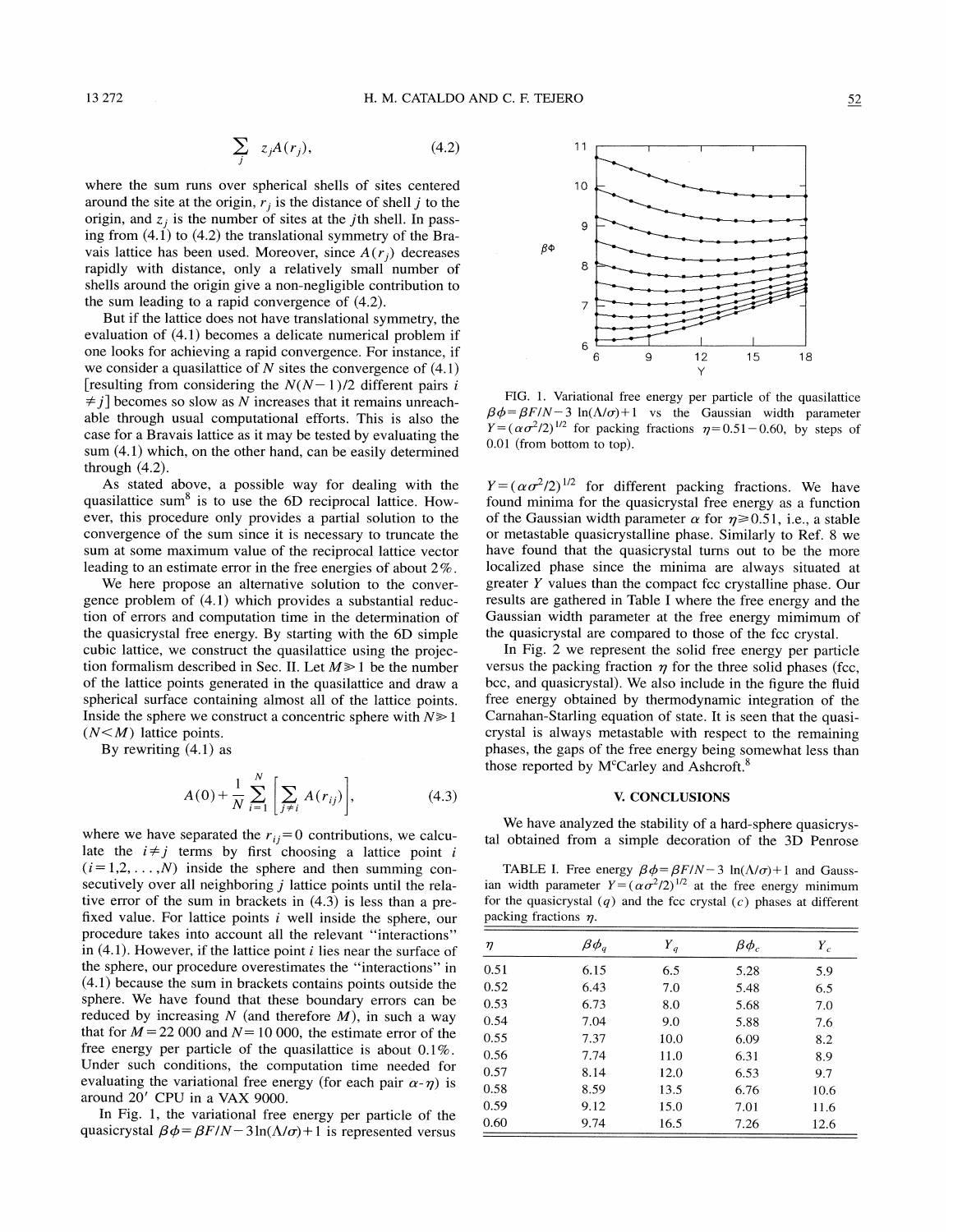$$\sum_j z_j A(r_j), \tag{4.2}$$

where the sum runs over spherical shells of sites centered around the site at the origin, $r_j$ is the distance of shell $j$ to the origin, and $z_j$ is the number of sites at the $j$th shell. In passing from (4.1) to (4.2) the translational symmetry of the Bravais lattice has been used. Moreover, since $A(r_j)$ decreases rapidly with distance, only a relatively small number of shells around the origin give a non-negligible contribution to the sum leading to a rapid convergence of (4.2).

But if the lattice does not have translational symmetry, the evaluation of (4.1) becomes a delicate numerical problem if one looks for achieving a rapid convergence. For instance, if we consider a quasilattice of $N$ sites the convergence of (4.1) [resulting from considering the $N(N-1)/2$ different pairs $i \neq j$] becomes so slow as $N$ increases that it remains unreachable through usual computational efforts. This is also the case for a Bravais lattice as it may be tested by evaluating the sum (4.1) which, on the other hand, can be easily determined through (4.2).

As stated above, a possible way for dealing with the quasilattice sum[8] is to use the 6D reciprocal lattice. However, this procedure only provides a partial solution to the convergence of the sum since it is necessary to truncate the sum at some maximum value of the reciprocal lattice vector leading to an estimate error in the free energies of about 2%.

We here propose an alternative solution to the convergence problem of (4.1) which provides a substantial reduction of errors and computation time in the determination of the quasicrystal free energy. By starting with the 6D simple cubic lattice, we construct the quasilattice using the projection formalism described in Sec. II. Let $M \gg 1$ be the number of the lattice points generated in the quasilattice and draw a spherical surface containing almost all of the lattice points. Inside the sphere we construct a concentric sphere with $N \gg 1$ $(N < M)$ lattice points.

By rewriting (4.1) as

$$A(0) + \frac{1}{N} \sum_{i=1}^{N} \left[ \sum_{j \neq i} A(r_{ij}) \right], \tag{4.3}$$

where we have separated the $r_{ij} = 0$ contributions, we calculate the $i \neq j$ terms by first choosing a lattice point $i$ $(i = 1, 2, \ldots, N)$ inside the sphere and then summing consecutively over all neighboring $j$ lattice points until the relative error of the sum in brackets in (4.3) is less than a prefixed value. For lattice points $i$ well inside the sphere, our procedure takes into account all the relevant "interactions" in (4.1). However, if the lattice point $i$ lies near the surface of the sphere, our procedure overestimates the "interactions" in (4.1) because the sum in brackets contains points outside the sphere. We have found that these boundary errors can be reduced by increasing $N$ (and therefore $M$), in such a way that for $M = 22\,000$ and $N = 10\,000$, the estimate error of the free energy per particle of the quasilattice is about 0.1%. Under such conditions, the computation time needed for evaluating the variational free energy (for each pair $\alpha$-$\eta$) is around 20′ CPU in a VAX 9000.

In Fig. 1, the variational free energy per particle of the quasicrystal $\beta\phi = \beta F/N - 3\ln(\Lambda/\sigma) + 1$ is represented versus $Y = (\alpha\sigma^2/2)^{1/2}$ for different packing fractions. We have found minima for the quasicrystal free energy as a function of the Gaussian width parameter $\alpha$ for $\eta \geq 0.51$, i.e., a stable or metastable quasicrystalline phase. Similarly to Ref. 8 we have found that the quasicrystal turns out to be the more localized phase since the minima are always situated at greater $Y$ values than the compact fcc crystalline phase. Our results are gathered in Table I where the free energy and the Gaussian width parameter at the free energy mimimum of the quasicrystal are compared to those of the fcc crystal.

FIG. 1. Variational free energy per particle of the quasilattice $\beta\phi = \beta F/N - 3\ln(\Lambda/\sigma) + 1$ vs the Gaussian width parameter $Y = (\alpha\sigma^2/2)^{1/2}$ for packing fractions $\eta = 0.51 - 0.60$, by steps of 0.01 (from bottom to top).

In Fig. 2 we represent the solid free energy per particle versus the packing fraction $\eta$ for the three solid phases (fcc, bcc, and quasicrystal). We also include in the figure the fluid free energy obtained by thermodynamic integration of the Carnahan-Starling equation of state. It is seen that the quasicrystal is always metastable with respect to the remaining phases, the gaps of the free energy being somewhat less than those reported by McCarley and Ashcroft.[8]

## V. CONCLUSIONS

We have analyzed the stability of a hard-sphere quasicrystal obtained from a simple decoration of the 3D Penrose

TABLE I. Free energy $\beta\phi = \beta F/N - 3\ln(\Lambda/\sigma) + 1$ and Gaussian width parameter $Y = (\alpha\sigma^2/2)^{1/2}$ at the free energy minimum for the quasicrystal ($q$) and the fcc crystal ($c$) phases at different packing fractions $\eta$.

| $\eta$ | $\beta\phi_q$ | $Y_q$ | $\beta\phi_c$ | $Y_c$ |
|---|---|---|---|---|
| 0.51 | 6.15 | 6.5 | 5.28 | 5.9 |
| 0.52 | 6.43 | 7.0 | 5.48 | 6.5 |
| 0.53 | 6.73 | 8.0 | 5.68 | 7.0 |
| 0.54 | 7.04 | 9.0 | 5.88 | 7.6 |
| 0.55 | 7.37 | 10.0 | 6.09 | 8.2 |
| 0.56 | 7.74 | 11.0 | 6.31 | 8.9 |
| 0.57 | 8.14 | 12.0 | 6.53 | 9.7 |
| 0.58 | 8.59 | 13.5 | 6.76 | 10.6 |
| 0.59 | 9.12 | 15.0 | 7.01 | 11.6 |
| 0.60 | 9.74 | 16.5 | 7.26 | 12.6 |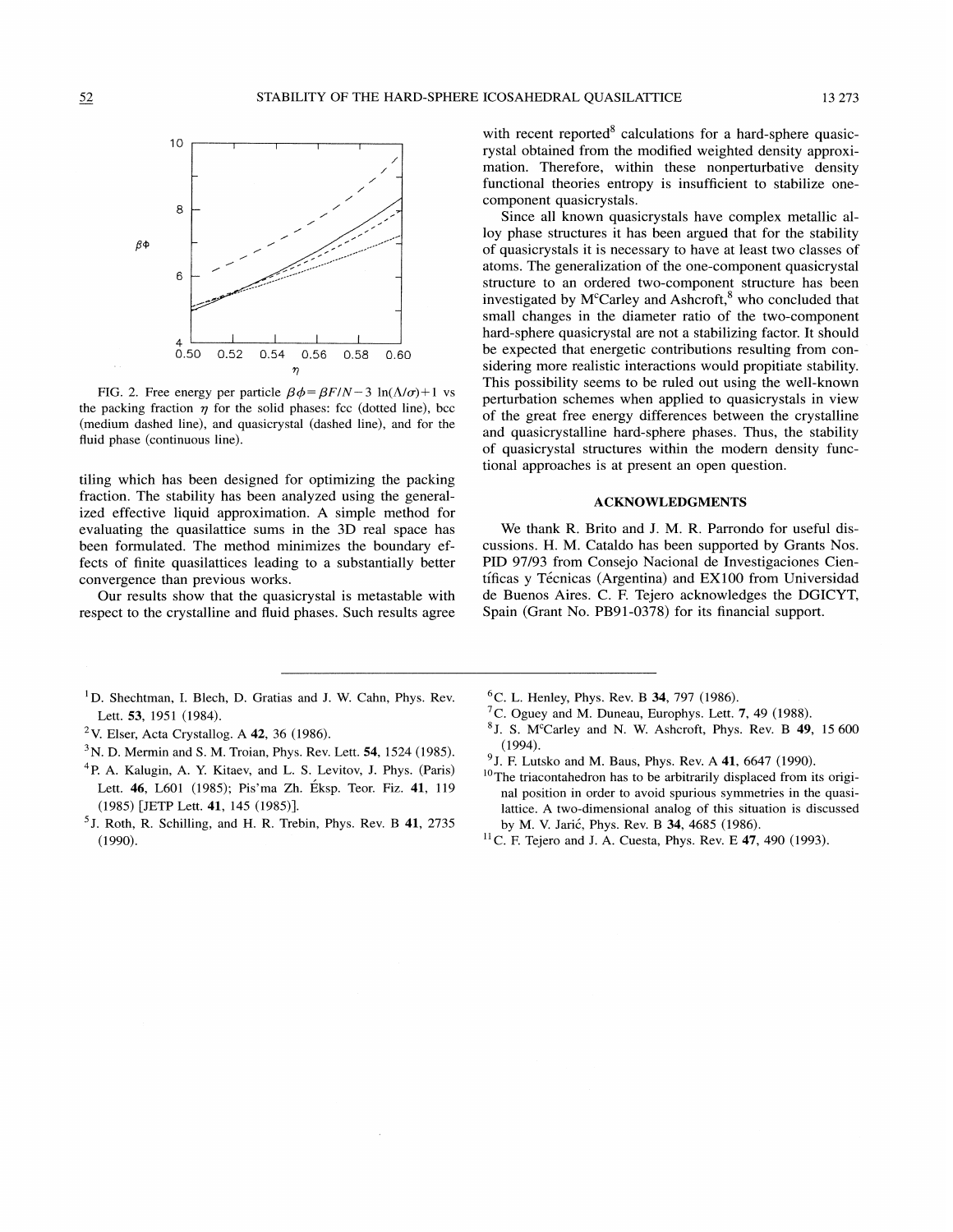10

8

$\beta\Phi$

6

4

0.50 0.52 0.54 0.56 0.58 0.60

$\eta$

FIG. 2. Free energy per particle $\beta\phi = \beta F/N - 3\ \ln(\Lambda/\sigma) + 1$ vs the packing fraction $\eta$ for the solid phases: fcc (dotted line), bcc (medium dashed line), and quasicrystal (dashed line), and for the fluid phase (continuous line).

tiling which has been designed for optimizing the packing fraction. The stability has been analyzed using the generalized effective liquid approximation. A simple method for evaluating the quasilattice sums in the 3D real space has been formulated. The method minimizes the boundary effects of finite quasilattices leading to a substantially better convergence than previous works.

Our results show that the quasicrystal is metastable with respect to the crystalline and fluid phases. Such results agree with recent reported[8] calculations for a hard-sphere quasicrystal obtained from the modified weighted density approximation. Therefore, within these nonperturbative density functional theories entropy is insufficient to stabilize one-component quasicrystals.

Since all known quasicrystals have complex metallic alloy phase structures it has been argued that for the stability of quasicrystals it is necessary to have at least two classes of atoms. The generalization of the one-component quasicrystal structure to an ordered two-component structure has been investigated by McCarley and Ashcroft,[8] who concluded that small changes in the diameter ratio of the two-component hard-sphere quasicrystal are not a stabilizing factor. It should be expected that energetic contributions resulting from considering more realistic interactions would propitiate stability. This possibility seems to be ruled out using the well-known perturbation schemes when applied to quasicrystals in view of the great free energy differences between the crystalline and quasicrystalline hard-sphere phases. Thus, the stability of quasicrystal structures within the modern density functional approaches is at present an open question.

## ACKNOWLEDGMENTS

We thank R. Brito and J. M. R. Parrondo for useful discussions. H. M. Cataldo has been supported by Grants Nos. PID 97/93 from Consejo Nacional de Investigaciones Científicas y Técnicas (Argentina) and EX100 from Universidad de Buenos Aires. C. F. Tejero acknowledges the DGICYT, Spain (Grant No. PB91-0378) for its financial support.

---

[1] D. Shechtman, I. Blech, D. Gratias and J. W. Cahn, Phys. Rev. Lett. **53**, 1951 (1984).

[2] V. Elser, Acta Crystallog. A **42**, 36 (1986).

[3] N. D. Mermin and S. M. Troian, Phys. Rev. Lett. **54**, 1524 (1985).

[4] P. A. Kalugin, A. Y. Kitaev, and L. S. Levitov, J. Phys. (Paris) Lett. **46**, L601 (1985); Pis'ma Zh. Éksp. Teor. Fiz. **41**, 119 (1985) [JETP Lett. **41**, 145 (1985)].

[5] J. Roth, R. Schilling, and H. R. Trebin, Phys. Rev. B **41**, 2735 (1990).

[6] C. L. Henley, Phys. Rev. B **34**, 797 (1986).

[7] C. Oguey and M. Duneau, Europhys. Lett. **7**, 49 (1988).

[8] J. S. McCarley and N. W. Ashcroft, Phys. Rev. B **49**, 15 600 (1994).

[9] J. F. Lutsko and M. Baus, Phys. Rev. A **41**, 6647 (1990).

[10] The triacontahedron has to be arbitrarily displaced from its original position in order to avoid spurious symmetries in the quasilattice. A two-dimensional analog of this situation is discussed by M. V. Jarić, Phys. Rev. B **34**, 4685 (1986).

[11] C. F. Tejero and J. A. Cuesta, Phys. Rev. E **47**, 490 (1993).